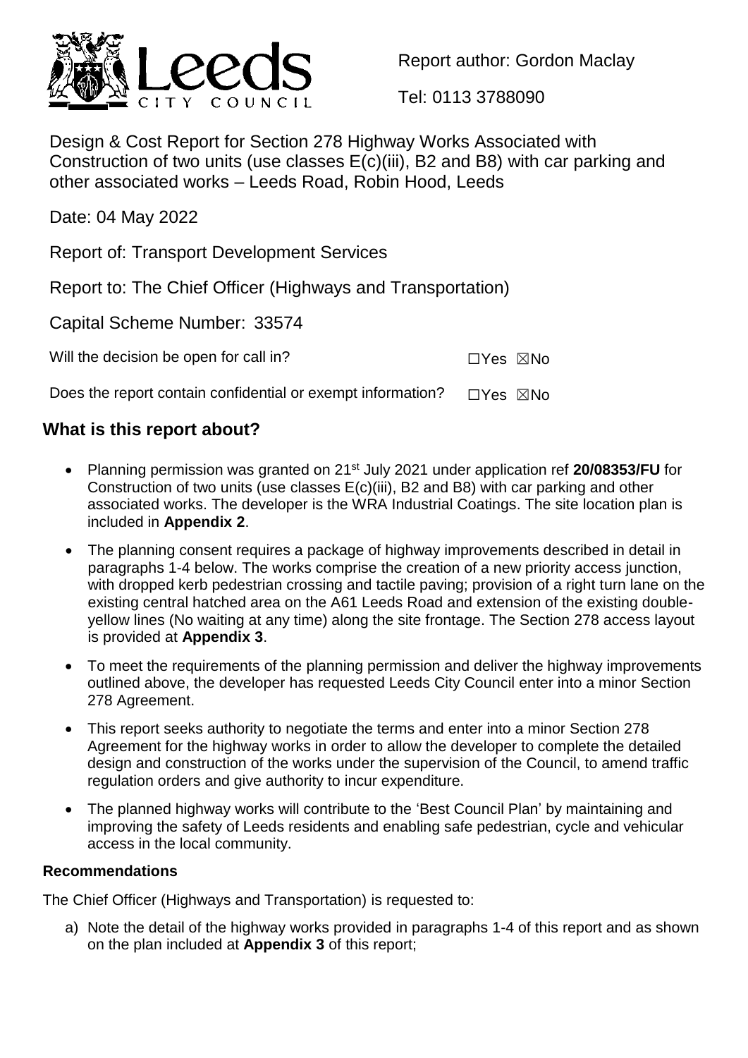Report author: Gordon Maclay

Tel: 0113 3788090

# Design & Cost Report for Section 278 Highway Works Associated with Construction of two units (use classes E(c)(iii), B2 and B8) with car parking and other associated works – Leeds Road, Robin Hood, Leeds

Date: 04 May 2022

Report of: Transport Development Services

Report to: The Chief Officer (Highways and Transportation)

Capital Scheme Number: 33574

Will the decision be open for call in? ☐Yes ☒No

Does the report contain confidential or exempt information? ☐Yes ☒No

## What is this report about?

- Planning permission was granted on 21st July 2021 under application ref **20/08353/FU** for Construction of two units (use classes E(c)(iii), B2 and B8) with car parking and other associated works. The developer is the WRA Industrial Coatings. The site location plan is included in **Appendix 2**.
- The planning consent requires a package of highway improvements described in detail in paragraphs 1-4 below. The works comprise the creation of a new priority access junction, with dropped kerb pedestrian crossing and tactile paving; provision of a right turn lane on the existing central hatched area on the A61 Leeds Road and extension of the existing double-yellow lines (No waiting at any time) along the site frontage. The Section 278 access layout is provided at **Appendix 3**.
- To meet the requirements of the planning permission and deliver the highway improvements outlined above, the developer has requested Leeds City Council enter into a minor Section 278 Agreement.
- This report seeks authority to negotiate the terms and enter into a minor Section 278 Agreement for the highway works in order to allow the developer to complete the detailed design and construction of the works under the supervision of the Council, to amend traffic regulation orders and give authority to incur expenditure.
- The planned highway works will contribute to the 'Best Council Plan' by maintaining and improving the safety of Leeds residents and enabling safe pedestrian, cycle and vehicular access in the local community.

### Recommendations

The Chief Officer (Highways and Transportation) is requested to:

a) Note the detail of the highway works provided in paragraphs 1-4 of this report and as shown on the plan included at **Appendix 3** of this report;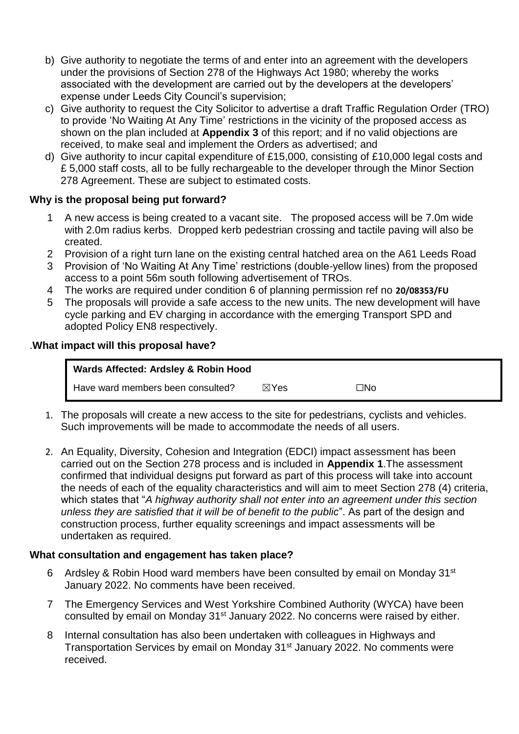b) Give authority to negotiate the terms of and enter into an agreement with the developers under the provisions of Section 278 of the Highways Act 1980; whereby the works associated with the development are carried out by the developers at the developers' expense under Leeds City Council's supervision;

c) Give authority to request the City Solicitor to advertise a draft Traffic Regulation Order (TRO) to provide 'No Waiting At Any Time' restrictions in the vicinity of the proposed access as shown on the plan included at **Appendix 3** of this report; and if no valid objections are received, to make seal and implement the Orders as advertised; and

d) Give authority to incur capital expenditure of £15,000, consisting of £10,000 legal costs and £ 5,000 staff costs, all to be fully rechargeable to the developer through the Minor Section 278 Agreement. These are subject to estimated costs.

**Why is the proposal being put forward?**

1 A new access is being created to a vacant site. The proposed access will be 7.0m wide with 2.0m radius kerbs. Dropped kerb pedestrian crossing and tactile paving will also be created.

2 Provision of a right turn lane on the existing central hatched area on the A61 Leeds Road

3 Provision of 'No Waiting At Any Time' restrictions (double-yellow lines) from the proposed access to a point 56m south following advertisement of TROs.

4 The works are required under condition 6 of planning permission ref no **20/08353/FU**

5 The proposals will provide a safe access to the new units. The new development will have cycle parking and EV charging in accordance with the emerging Transport SPD and adopted Policy EN8 respectively.

.**What impact will this proposal have?**

| **Wards Affected: Ardsley & Robin Hood** | | |
|---|---|---|
| Have ward members been consulted? | ☒Yes | ☐No |

1. The proposals will create a new access to the site for pedestrians, cyclists and vehicles. Such improvements will be made to accommodate the needs of all users.

2. An Equality, Diversity, Cohesion and Integration (EDCI) impact assessment has been carried out on the Section 278 process and is included in **Appendix 1**.The assessment confirmed that individual designs put forward as part of this process will take into account the needs of each of the equality characteristics and will aim to meet Section 278 (4) criteria, which states that "*A highway authority shall not enter into an agreement under this section unless they are satisfied that it will be of benefit to the public*". As part of the design and construction process, further equality screenings and impact assessments will be undertaken as required.

**What consultation and engagement has taken place?**

6 Ardsley & Robin Hood ward members have been consulted by email on Monday 31st January 2022. No comments have been received.

7 The Emergency Services and West Yorkshire Combined Authority (WYCA) have been consulted by email on Monday 31st January 2022. No concerns were raised by either.

8 Internal consultation has also been undertaken with colleagues in Highways and Transportation Services by email on Monday 31st January 2022. No comments were received.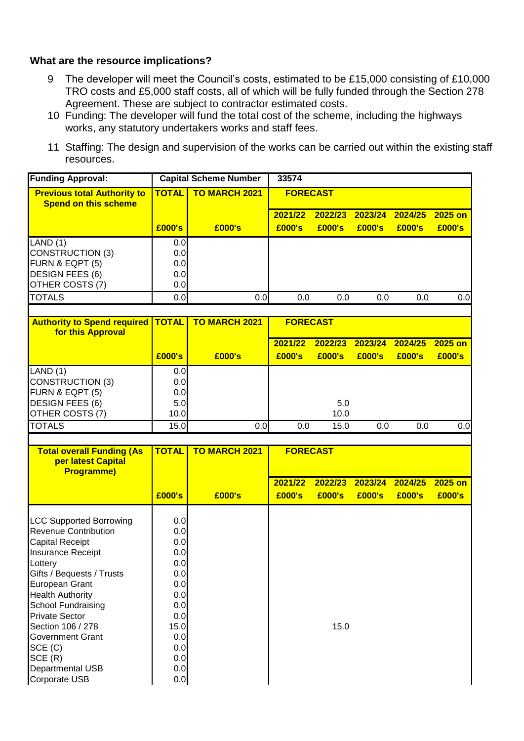### What are the resource implications?

9 The developer will meet the Council's costs, estimated to be £15,000 consisting of £10,000 TRO costs and £5,000 staff costs, all of which will be fully funded through the Section 278 Agreement. These are subject to contractor estimated costs.

10 Funding: The developer will fund the total cost of the scheme, including the highways works, any statutory undertakers works and staff fees.

11 Staffing: The design and supervision of the works can be carried out within the existing staff resources.

| Funding Approval: | Capital Scheme Number | | 33574 | | | | |
|---|---|---|---|---|---|---|---|
| **Previous total Authority to Spend on this scheme** | **TOTAL** | **TO MARCH 2021** | **FORECAST** | | | | |
| | | | **2021/22** | **2022/23** | **2023/24** | **2024/25** | **2025 on** |
| | **£000's** | **£000's** | **£000's** | **£000's** | **£000's** | **£000's** | **£000's** |
| LAND (1) | 0.0 | | | | | | |
| CONSTRUCTION (3) | 0.0 | | | | | | |
| FURN & EQPT (5) | 0.0 | | | | | | |
| DESIGN FEES (6) | 0.0 | | | | | | |
| OTHER COSTS (7) | 0.0 | | | | | | |
| TOTALS | 0.0 | 0.0 | 0.0 | 0.0 | 0.0 | 0.0 | 0.0 |
| | | | | | | | |
| **Authority to Spend required for this Approval** | **TOTAL** | **TO MARCH 2021** | **FORECAST** | | | | |
| | | | **2021/22** | **2022/23** | **2023/24** | **2024/25** | **2025 on** |
| | **£000's** | **£000's** | **£000's** | **£000's** | **£000's** | **£000's** | **£000's** |
| LAND (1) | 0.0 | | | | | | |
| CONSTRUCTION (3) | 0.0 | | | | | | |
| FURN & EQPT (5) | 0.0 | | | | | | |
| DESIGN FEES (6) | 5.0 | | | 5.0 | | | |
| OTHER COSTS (7) | 10.0 | | | 10.0 | | | |
| TOTALS | 15.0 | 0.0 | 0.0 | 15.0 | 0.0 | 0.0 | 0.0 |
| | | | | | | | |
| **Total overall Funding (As per latest Capital Programme)** | **TOTAL** | **TO MARCH 2021** | **FORECAST** | | | | |
| | | | **2021/22** | **2022/23** | **2023/24** | **2024/25** | **2025 on** |
| | **£000's** | **£000's** | **£000's** | **£000's** | **£000's** | **£000's** | **£000's** |
| LCC Supported Borrowing | 0.0 | | | | | | |
| Revenue Contribution | 0.0 | | | | | | |
| Capital Receipt | 0.0 | | | | | | |
| Insurance Receipt | 0.0 | | | | | | |
| Lottery | 0.0 | | | | | | |
| Gifts / Bequests / Trusts | 0.0 | | | | | | |
| European Grant | 0.0 | | | | | | |
| Health Authority | 0.0 | | | | | | |
| School Fundraising | 0.0 | | | | | | |
| Private Sector | 0.0 | | | | | | |
| Section 106 / 278 | 15.0 | | | 15.0 | | | |
| Government Grant | 0.0 | | | | | | |
| SCE (C) | 0.0 | | | | | | |
| SCE (R) | 0.0 | | | | | | |
| Departmental USB | 0.0 | | | | | | |
| Corporate USB | 0.0 | | | | | | |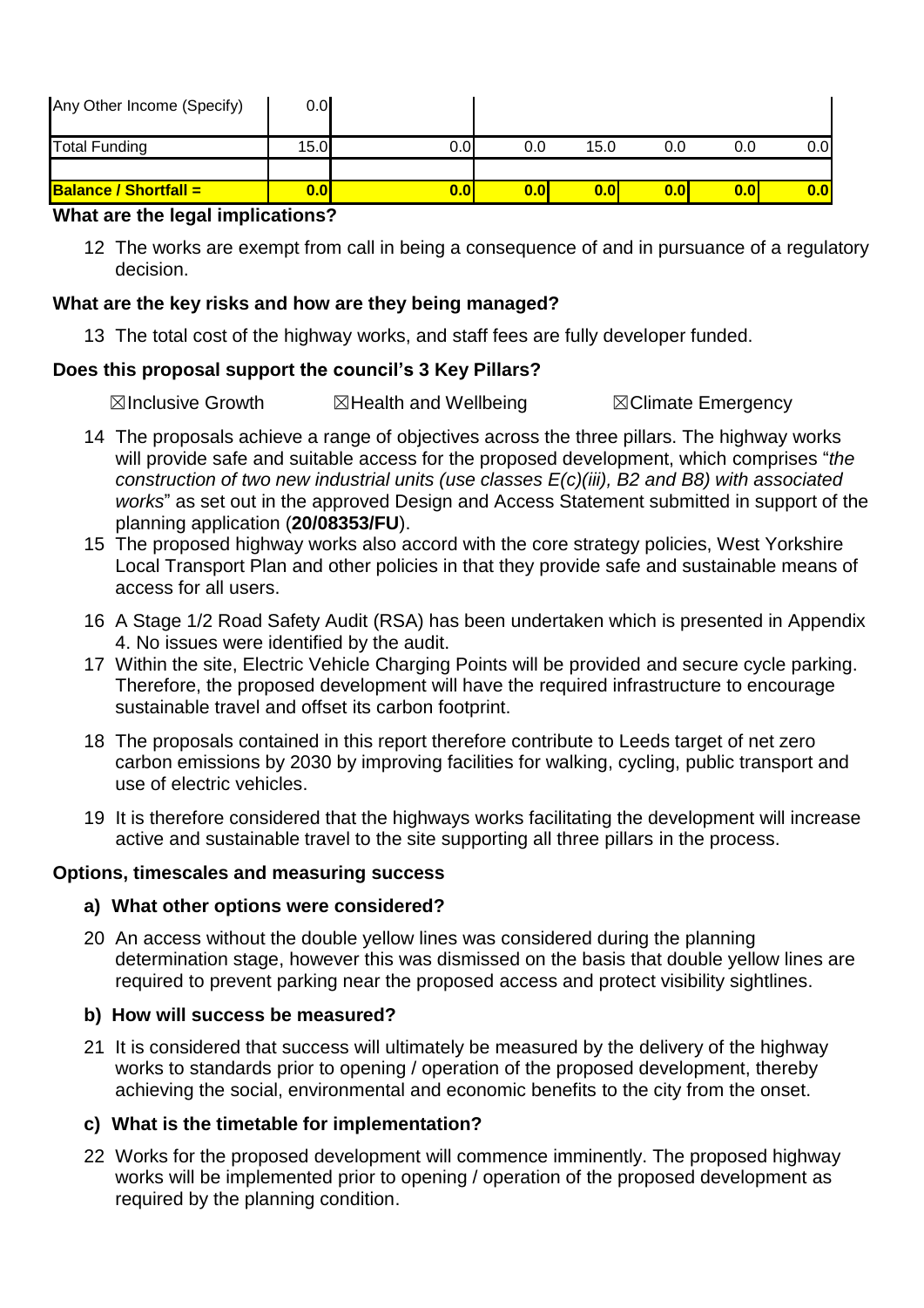| Any Other Income (Specify) | 0.0 | | | | | | |
|---|---|---|---|---|---|---|---|
| Total Funding | 15.0 | 0.0 | 0.0 | 15.0 | 0.0 | 0.0 | 0.0 |
| | | | | | | | |
| **Balance / Shortfall =** | **0.0** | **0.0** | **0.0** | **0.0** | **0.0** | **0.0** | **0.0** |

**What are the legal implications?**

12 The works are exempt from call in being a consequence of and in pursuance of a regulatory decision.

**What are the key risks and how are they being managed?**

13 The total cost of the highway works, and staff fees are fully developer funded.

**Does this proposal support the council's 3 Key Pillars?**

☒Inclusive Growth ☒Health and Wellbeing ☒Climate Emergency

14 The proposals achieve a range of objectives across the three pillars. The highway works will provide safe and suitable access for the proposed development, which comprises "*the construction of two new industrial units (use classes E(c)(iii), B2 and B8) with associated works*" as set out in the approved Design and Access Statement submitted in support of the planning application (**20/08353/FU**).

15 The proposed highway works also accord with the core strategy policies, West Yorkshire Local Transport Plan and other policies in that they provide safe and sustainable means of access for all users.

16 A Stage 1/2 Road Safety Audit (RSA) has been undertaken which is presented in Appendix 4. No issues were identified by the audit.

17 Within the site, Electric Vehicle Charging Points will be provided and secure cycle parking. Therefore, the proposed development will have the required infrastructure to encourage sustainable travel and offset its carbon footprint.

18 The proposals contained in this report therefore contribute to Leeds target of net zero carbon emissions by 2030 by improving facilities for walking, cycling, public transport and use of electric vehicles.

19 It is therefore considered that the highways works facilitating the development will increase active and sustainable travel to the site supporting all three pillars in the process.

**Options, timescales and measuring success**

**a) What other options were considered?**

20 An access without the double yellow lines was considered during the planning determination stage, however this was dismissed on the basis that double yellow lines are required to prevent parking near the proposed access and protect visibility sightlines.

**b) How will success be measured?**

21 It is considered that success will ultimately be measured by the delivery of the highway works to standards prior to opening / operation of the proposed development, thereby achieving the social, environmental and economic benefits to the city from the onset.

**c) What is the timetable for implementation?**

22 Works for the proposed development will commence imminently. The proposed highway works will be implemented prior to opening / operation of the proposed development as required by the planning condition.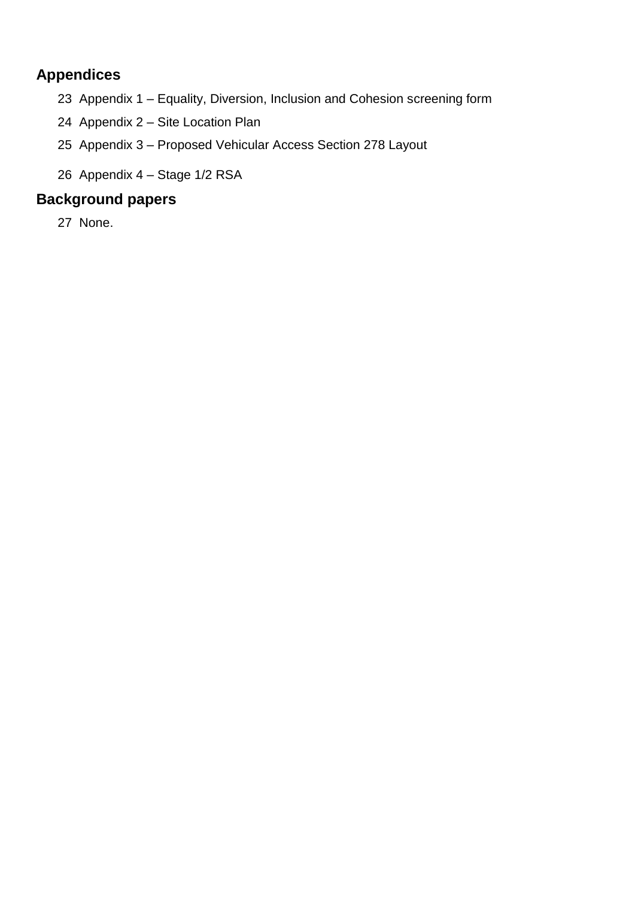## Appendices

23 Appendix 1 – Equality, Diversion, Inclusion and Cohesion screening form

24 Appendix 2 – Site Location Plan

25 Appendix 3 – Proposed Vehicular Access Section 278 Layout

26 Appendix 4 – Stage 1/2 RSA

## Background papers

27 None.